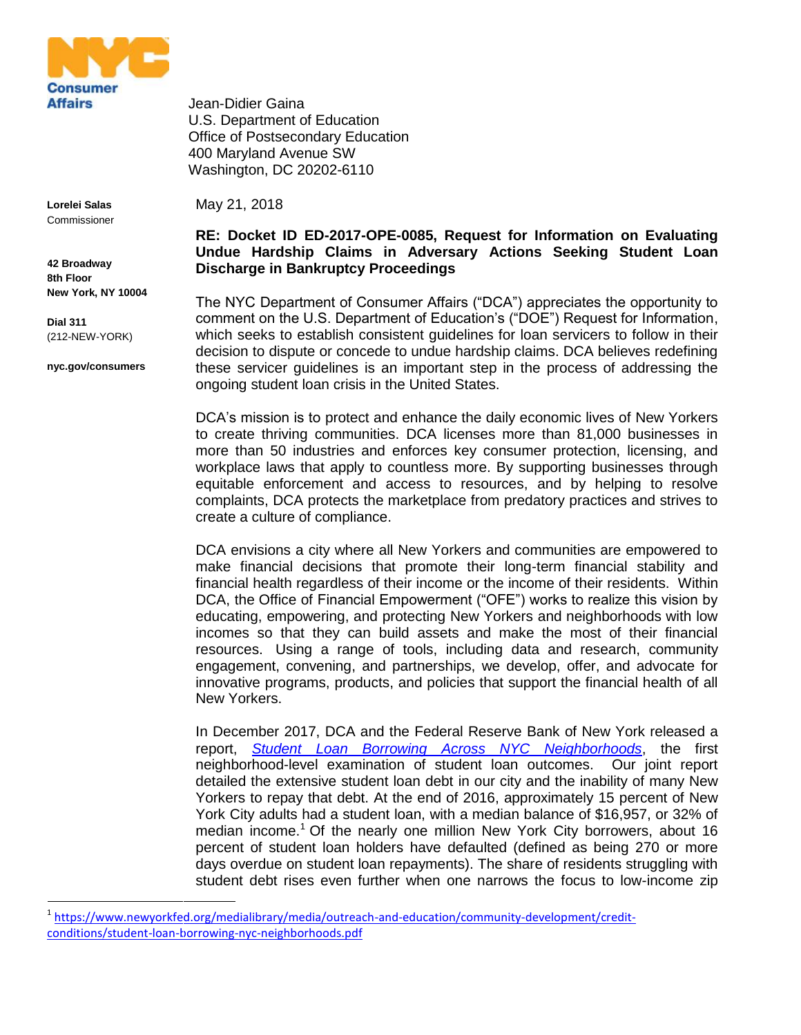NYC Consumer Affairs

**Lorelei Salas**
Commissioner

**42 Broadway**
**8th Floor**
**New York, NY 10004**

**Dial 311**
(212-NEW-YORK)

**nyc.gov/consumers**

Jean-Didier Gaina
U.S. Department of Education
Office of Postsecondary Education
400 Maryland Avenue SW
Washington, DC 20202-6110

May 21, 2018

**RE: Docket ID ED-2017-OPE-0085, Request for Information on Evaluating Undue Hardship Claims in Adversary Actions Seeking Student Loan Discharge in Bankruptcy Proceedings**

The NYC Department of Consumer Affairs ("DCA") appreciates the opportunity to comment on the U.S. Department of Education's ("DOE") Request for Information, which seeks to establish consistent guidelines for loan servicers to follow in their decision to dispute or concede to undue hardship claims. DCA believes redefining these servicer guidelines is an important step in the process of addressing the ongoing student loan crisis in the United States.

DCA's mission is to protect and enhance the daily economic lives of New Yorkers to create thriving communities. DCA licenses more than 81,000 businesses in more than 50 industries and enforces key consumer protection, licensing, and workplace laws that apply to countless more. By supporting businesses through equitable enforcement and access to resources, and by helping to resolve complaints, DCA protects the marketplace from predatory practices and strives to create a culture of compliance.

DCA envisions a city where all New Yorkers and communities are empowered to make financial decisions that promote their long-term financial stability and financial health regardless of their income or the income of their residents. Within DCA, the Office of Financial Empowerment ("OFE") works to realize this vision by educating, empowering, and protecting New Yorkers and neighborhoods with low incomes so that they can build assets and make the most of their financial resources. Using a range of tools, including data and research, community engagement, convening, and partnerships, we develop, offer, and advocate for innovative programs, products, and policies that support the financial health of all New Yorkers.

In December 2017, DCA and the Federal Reserve Bank of New York released a report, *Student Loan Borrowing Across NYC Neighborhoods*, the first neighborhood-level examination of student loan outcomes. Our joint report detailed the extensive student loan debt in our city and the inability of many New Yorkers to repay that debt. At the end of 2016, approximately 15 percent of New York City adults had a student loan, with a median balance of $16,957, or 32% of median income.[1] Of the nearly one million New York City borrowers, about 16 percent of student loan holders have defaulted (defined as being 270 or more days overdue on student loan repayments). The share of residents struggling with student debt rises even further when one narrows the focus to low-income zip

[1] https://www.newyorkfed.org/medialibrary/media/outreach-and-education/community-development/credit-conditions/student-loan-borrowing-nyc-neighborhoods.pdf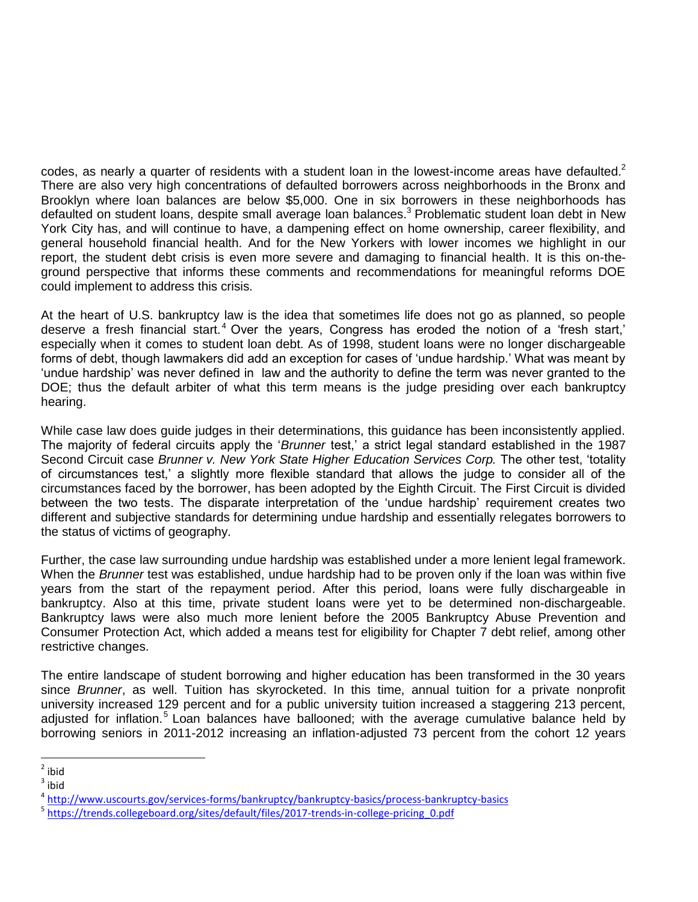codes, as nearly a quarter of residents with a student loan in the lowest-income areas have defaulted.[2] There are also very high concentrations of defaulted borrowers across neighborhoods in the Bronx and Brooklyn where loan balances are below $5,000. One in six borrowers in these neighborhoods has defaulted on student loans, despite small average loan balances.[3] Problematic student loan debt in New York City has, and will continue to have, a dampening effect on home ownership, career flexibility, and general household financial health. And for the New Yorkers with lower incomes we highlight in our report, the student debt crisis is even more severe and damaging to financial health. It is this on-the-ground perspective that informs these comments and recommendations for meaningful reforms DOE could implement to address this crisis.

At the heart of U.S. bankruptcy law is the idea that sometimes life does not go as planned, so people deserve a fresh financial start.[4] Over the years, Congress has eroded the notion of a 'fresh start,' especially when it comes to student loan debt. As of 1998, student loans were no longer dischargeable forms of debt, though lawmakers did add an exception for cases of 'undue hardship.' What was meant by 'undue hardship' was never defined in law and the authority to define the term was never granted to the DOE; thus the default arbiter of what this term means is the judge presiding over each bankruptcy hearing.

While case law does guide judges in their determinations, this guidance has been inconsistently applied. The majority of federal circuits apply the '*Brunner* test,' a strict legal standard established in the 1987 Second Circuit case *Brunner v. New York State Higher Education Services Corp.* The other test, 'totality of circumstances test,' a slightly more flexible standard that allows the judge to consider all of the circumstances faced by the borrower, has been adopted by the Eighth Circuit. The First Circuit is divided between the two tests. The disparate interpretation of the 'undue hardship' requirement creates two different and subjective standards for determining undue hardship and essentially relegates borrowers to the status of victims of geography.

Further, the case law surrounding undue hardship was established under a more lenient legal framework. When the *Brunner* test was established, undue hardship had to be proven only if the loan was within five years from the start of the repayment period. After this period, loans were fully dischargeable in bankruptcy. Also at this time, private student loans were yet to be determined non-dischargeable. Bankruptcy laws were also much more lenient before the 2005 Bankruptcy Abuse Prevention and Consumer Protection Act, which added a means test for eligibility for Chapter 7 debt relief, among other restrictive changes.

The entire landscape of student borrowing and higher education has been transformed in the 30 years since *Brunner*, as well. Tuition has skyrocketed. In this time, annual tuition for a private nonprofit university increased 129 percent and for a public university tuition increased a staggering 213 percent, adjusted for inflation.[5] Loan balances have ballooned; with the average cumulative balance held by borrowing seniors in 2011-2012 increasing an inflation-adjusted 73 percent from the cohort 12 years

---

[2] ibid

[3] ibid

[4] http://www.uscourts.gov/services-forms/bankruptcy/bankruptcy-basics/process-bankruptcy-basics

[5] https://trends.collegeboard.org/sites/default/files/2017-trends-in-college-pricing_0.pdf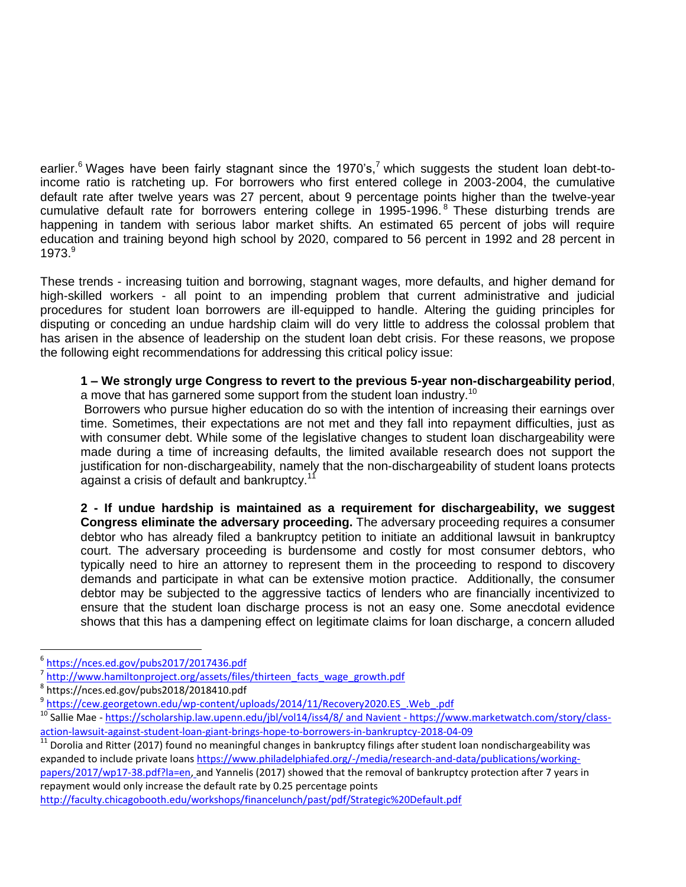earlier.[6] Wages have been fairly stagnant since the 1970's,[7] which suggests the student loan debt-to-income ratio is ratcheting up. For borrowers who first entered college in 2003-2004, the cumulative default rate after twelve years was 27 percent, about 9 percentage points higher than the twelve-year cumulative default rate for borrowers entering college in 1995-1996.[8] These disturbing trends are happening in tandem with serious labor market shifts. An estimated 65 percent of jobs will require education and training beyond high school by 2020, compared to 56 percent in 1992 and 28 percent in 1973.[9]

These trends - increasing tuition and borrowing, stagnant wages, more defaults, and higher demand for high-skilled workers - all point to an impending problem that current administrative and judicial procedures for student loan borrowers are ill-equipped to handle. Altering the guiding principles for disputing or conceding an undue hardship claim will do very little to address the colossal problem that has arisen in the absence of leadership on the student loan debt crisis. For these reasons, we propose the following eight recommendations for addressing this critical policy issue:

**1 – We strongly urge Congress to revert to the previous 5-year non-dischargeability period**, a move that has garnered some support from the student loan industry.[10]

Borrowers who pursue higher education do so with the intention of increasing their earnings over time. Sometimes, their expectations are not met and they fall into repayment difficulties, just as with consumer debt. While some of the legislative changes to student loan dischargeability were made during a time of increasing defaults, the limited available research does not support the justification for non-dischargeability, namely that the non-dischargeability of student loans protects against a crisis of default and bankruptcy.[11]

**2 - If undue hardship is maintained as a requirement for dischargeability, we suggest Congress eliminate the adversary proceeding.** The adversary proceeding requires a consumer debtor who has already filed a bankruptcy petition to initiate an additional lawsuit in bankruptcy court. The adversary proceeding is burdensome and costly for most consumer debtors, who typically need to hire an attorney to represent them in the proceeding to respond to discovery demands and participate in what can be extensive motion practice. Additionally, the consumer debtor may be subjected to the aggressive tactics of lenders who are financially incentivized to ensure that the student loan discharge process is not an easy one. Some anecdotal evidence shows that this has a dampening effect on legitimate claims for loan discharge, a concern alluded

---

[6] https://nces.ed.gov/pubs2017/2017436.pdf

[7] http://www.hamiltonproject.org/assets/files/thirteen_facts_wage_growth.pdf

[8] https://nces.ed.gov/pubs2018/2018410.pdf

[9] https://cew.georgetown.edu/wp-content/uploads/2014/11/Recovery2020.ES_.Web_.pdf

[10] Sallie Mae - https://scholarship.law.upenn.edu/jbl/vol14/iss4/8/ and Navient - https://www.marketwatch.com/story/class-action-lawsuit-against-student-loan-giant-brings-hope-to-borrowers-in-bankruptcy-2018-04-09

[11] Dorolia and Ritter (2017) found no meaningful changes in bankruptcy filings after student loan nondischargeability was expanded to include private loans https://www.philadelphiafed.org/-/media/research-and-data/publications/working-papers/2017/wp17-38.pdf?la=en, and Yannelis (2017) showed that the removal of bankruptcy protection after 7 years in repayment would only increase the default rate by 0.25 percentage points http://faculty.chicagobooth.edu/workshops/financelunch/past/pdf/Strategic%20Default.pdf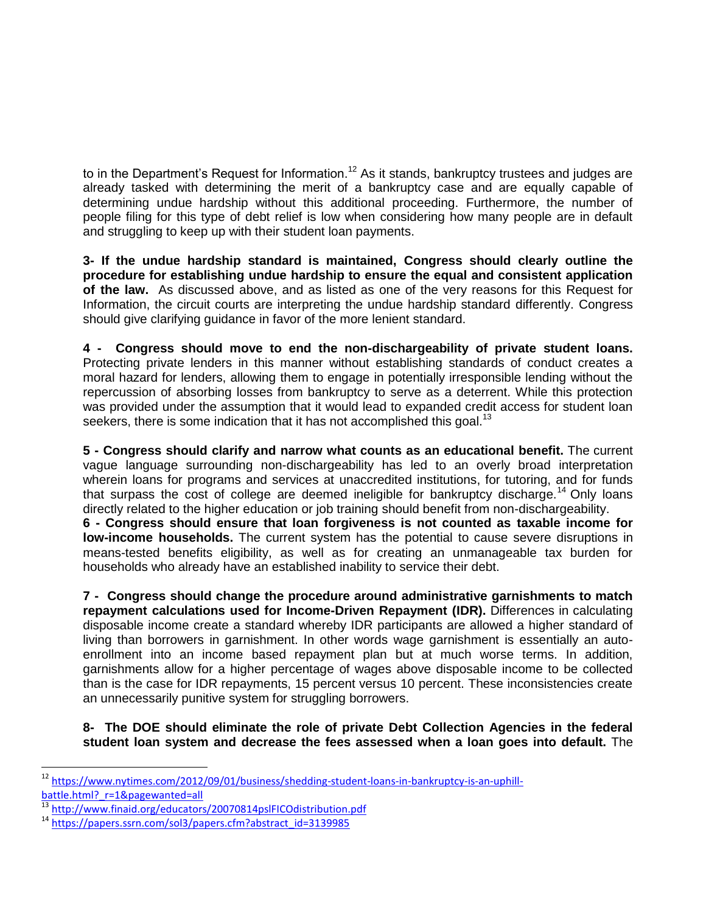to in the Department's Request for Information.[12] As it stands, bankruptcy trustees and judges are already tasked with determining the merit of a bankruptcy case and are equally capable of determining undue hardship without this additional proceeding. Furthermore, the number of people filing for this type of debt relief is low when considering how many people are in default and struggling to keep up with their student loan payments.

**3- If the undue hardship standard is maintained, Congress should clearly outline the procedure for establishing undue hardship to ensure the equal and consistent application of the law.** As discussed above, and as listed as one of the very reasons for this Request for Information, the circuit courts are interpreting the undue hardship standard differently. Congress should give clarifying guidance in favor of the more lenient standard.

**4 - Congress should move to end the non-dischargeability of private student loans.** Protecting private lenders in this manner without establishing standards of conduct creates a moral hazard for lenders, allowing them to engage in potentially irresponsible lending without the repercussion of absorbing losses from bankruptcy to serve as a deterrent. While this protection was provided under the assumption that it would lead to expanded credit access for student loan seekers, there is some indication that it has not accomplished this goal.[13]

**5 - Congress should clarify and narrow what counts as an educational benefit.** The current vague language surrounding non-dischargeability has led to an overly broad interpretation wherein loans for programs and services at unaccredited institutions, for tutoring, and for funds that surpass the cost of college are deemed ineligible for bankruptcy discharge.[14] Only loans directly related to the higher education or job training should benefit from non-dischargeability.

**6 - Congress should ensure that loan forgiveness is not counted as taxable income for low-income households.** The current system has the potential to cause severe disruptions in means-tested benefits eligibility, as well as for creating an unmanageable tax burden for households who already have an established inability to service their debt.

**7 - Congress should change the procedure around administrative garnishments to match repayment calculations used for Income-Driven Repayment (IDR).** Differences in calculating disposable income create a standard whereby IDR participants are allowed a higher standard of living than borrowers in garnishment. In other words wage garnishment is essentially an auto-enrollment into an income based repayment plan but at much worse terms. In addition, garnishments allow for a higher percentage of wages above disposable income to be collected than is the case for IDR repayments, 15 percent versus 10 percent. These inconsistencies create an unnecessarily punitive system for struggling borrowers.

**8- The DOE should eliminate the role of private Debt Collection Agencies in the federal student loan system and decrease the fees assessed when a loan goes into default.** The

---

[12] https://www.nytimes.com/2012/09/01/business/shedding-student-loans-in-bankruptcy-is-an-uphill-battle.html?_r=1&pagewanted=all

[13] http://www.finaid.org/educators/20070814pslFICOdistribution.pdf

[14] https://papers.ssrn.com/sol3/papers.cfm?abstract_id=3139985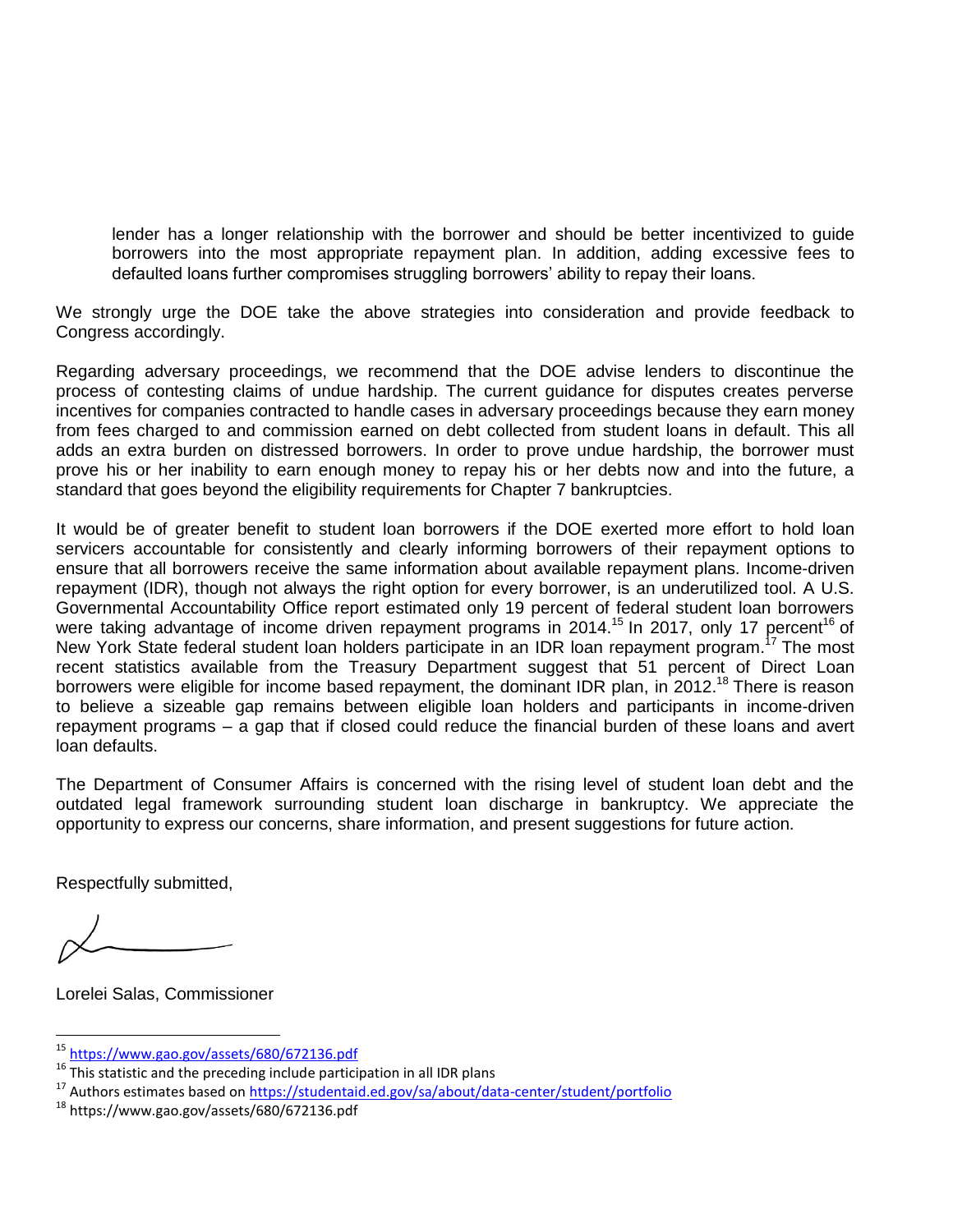lender has a longer relationship with the borrower and should be better incentivized to guide borrowers into the most appropriate repayment plan. In addition, adding excessive fees to defaulted loans further compromises struggling borrowers' ability to repay their loans.

We strongly urge the DOE take the above strategies into consideration and provide feedback to Congress accordingly.

Regarding adversary proceedings, we recommend that the DOE advise lenders to discontinue the process of contesting claims of undue hardship. The current guidance for disputes creates perverse incentives for companies contracted to handle cases in adversary proceedings because they earn money from fees charged to and commission earned on debt collected from student loans in default. This all adds an extra burden on distressed borrowers. In order to prove undue hardship, the borrower must prove his or her inability to earn enough money to repay his or her debts now and into the future, a standard that goes beyond the eligibility requirements for Chapter 7 bankruptcies.

It would be of greater benefit to student loan borrowers if the DOE exerted more effort to hold loan servicers accountable for consistently and clearly informing borrowers of their repayment options to ensure that all borrowers receive the same information about available repayment plans. Income-driven repayment (IDR), though not always the right option for every borrower, is an underutilized tool. A U.S. Governmental Accountability Office report estimated only 19 percent of federal student loan borrowers were taking advantage of income driven repayment programs in 2014.[15] In 2017, only 17 percent[16] of New York State federal student loan holders participate in an IDR loan repayment program.[17] The most recent statistics available from the Treasury Department suggest that 51 percent of Direct Loan borrowers were eligible for income based repayment, the dominant IDR plan, in 2012.[18] There is reason to believe a sizeable gap remains between eligible loan holders and participants in income-driven repayment programs – a gap that if closed could reduce the financial burden of these loans and avert loan defaults.

The Department of Consumer Affairs is concerned with the rising level of student loan debt and the outdated legal framework surrounding student loan discharge in bankruptcy. We appreciate the opportunity to express our concerns, share information, and present suggestions for future action.

Respectfully submitted,

Lorelei Salas, Commissioner

---

[15] https://www.gao.gov/assets/680/672136.pdf

[16] This statistic and the preceding include participation in all IDR plans

[17] Authors estimates based on https://studentaid.ed.gov/sa/about/data-center/student/portfolio

[18] https://www.gao.gov/assets/680/672136.pdf